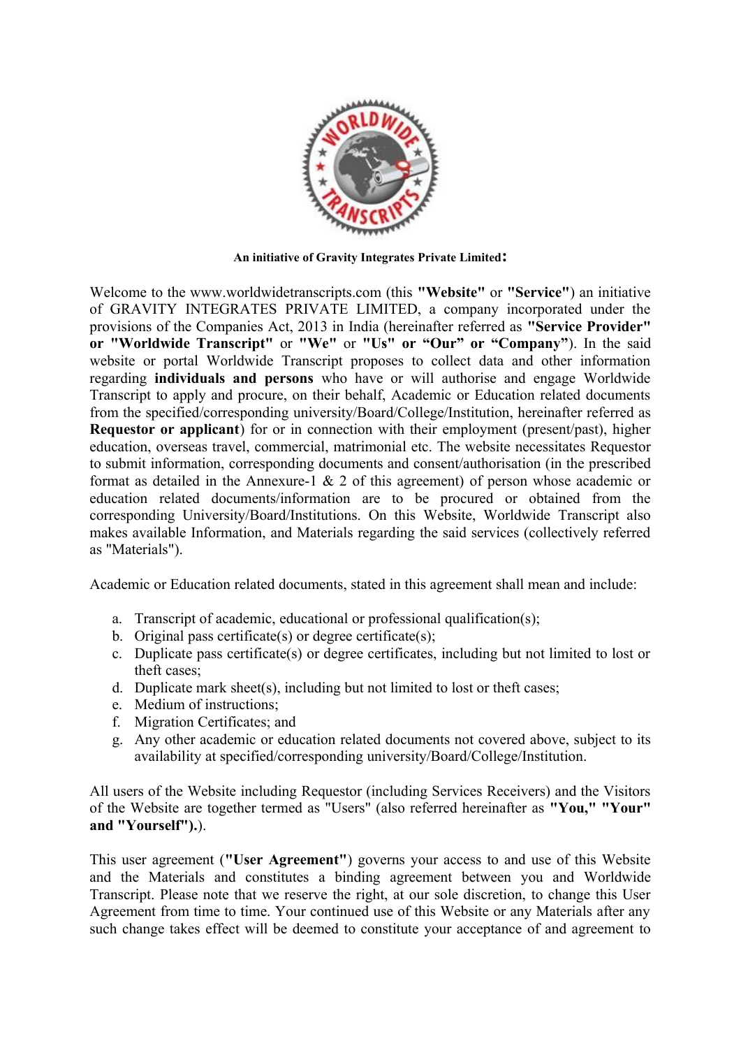**An initiative of Gravity Integrates Private Limited:**

Welcome to the www.worldwidetranscripts.com (this **"Website"** or **"Service"**) an initiative of GRAVITY INTEGRATES PRIVATE LIMITED, a company incorporated under the provisions of the Companies Act, 2013 in India (hereinafter referred as **"Service Provider" or "Worldwide Transcript"** or **"We"** or **"Us" or "Our" or "Company"**). In the said website or portal Worldwide Transcript proposes to collect data and other information regarding **individuals and persons** who have or will authorise and engage Worldwide Transcript to apply and procure, on their behalf, Academic or Education related documents from the specified/corresponding university/Board/College/Institution, hereinafter referred as **Requestor or applicant**) for or in connection with their employment (present/past), higher education, overseas travel, commercial, matrimonial etc. The website necessitates Requestor to submit information, corresponding documents and consent/authorisation (in the prescribed format as detailed in the Annexure-1 & 2 of this agreement) of person whose academic or education related documents/information are to be procured or obtained from the corresponding University/Board/Institutions. On this Website, Worldwide Transcript also makes available Information, and Materials regarding the said services (collectively referred as "Materials").

Academic or Education related documents, stated in this agreement shall mean and include:

a. Transcript of academic, educational or professional qualification(s);
b. Original pass certificate(s) or degree certificate(s);
c. Duplicate pass certificate(s) or degree certificates, including but not limited to lost or theft cases;
d. Duplicate mark sheet(s), including but not limited to lost or theft cases;
e. Medium of instructions;
f. Migration Certificates; and
g. Any other academic or education related documents not covered above, subject to its availability at specified/corresponding university/Board/College/Institution.

All users of the Website including Requestor (including Services Receivers) and the Visitors of the Website are together termed as "Users" (also referred hereinafter as **"You," "Your" and "Yourself").**).

This user agreement (**"User Agreement"**) governs your access to and use of this Website and the Materials and constitutes a binding agreement between you and Worldwide Transcript. Please note that we reserve the right, at our sole discretion, to change this User Agreement from time to time. Your continued use of this Website or any Materials after any such change takes effect will be deemed to constitute your acceptance of and agreement to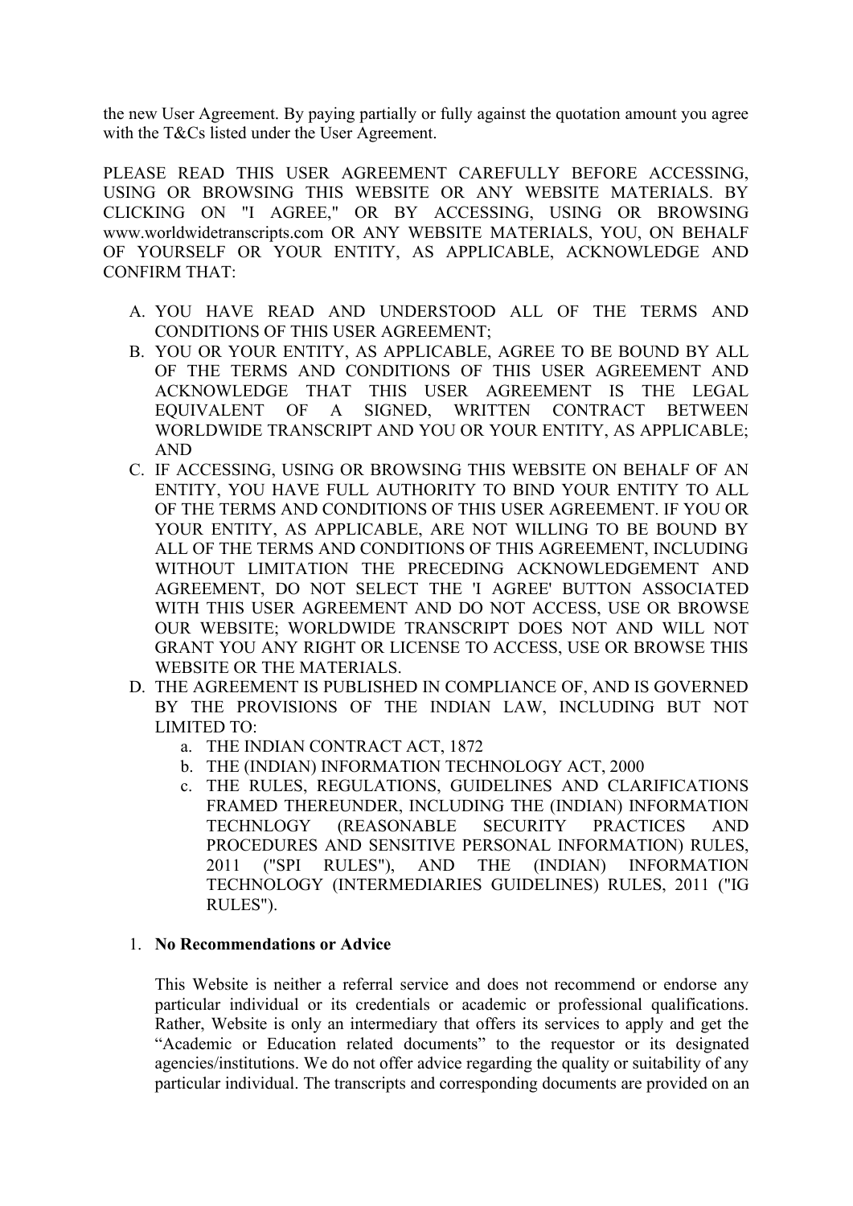the new User Agreement. By paying partially or fully against the quotation amount you agree with the T&Cs listed under the User Agreement.

PLEASE READ THIS USER AGREEMENT CAREFULLY BEFORE ACCESSING, USING OR BROWSING THIS WEBSITE OR ANY WEBSITE MATERIALS. BY CLICKING ON "I AGREE," OR BY ACCESSING, USING OR BROWSING www.worldwidetranscripts.com OR ANY WEBSITE MATERIALS, YOU, ON BEHALF OF YOURSELF OR YOUR ENTITY, AS APPLICABLE, ACKNOWLEDGE AND CONFIRM THAT:

A. YOU HAVE READ AND UNDERSTOOD ALL OF THE TERMS AND CONDITIONS OF THIS USER AGREEMENT;
B. YOU OR YOUR ENTITY, AS APPLICABLE, AGREE TO BE BOUND BY ALL OF THE TERMS AND CONDITIONS OF THIS USER AGREEMENT AND ACKNOWLEDGE THAT THIS USER AGREEMENT IS THE LEGAL EQUIVALENT OF A SIGNED, WRITTEN CONTRACT BETWEEN WORLDWIDE TRANSCRIPT AND YOU OR YOUR ENTITY, AS APPLICABLE; AND
C. IF ACCESSING, USING OR BROWSING THIS WEBSITE ON BEHALF OF AN ENTITY, YOU HAVE FULL AUTHORITY TO BIND YOUR ENTITY TO ALL OF THE TERMS AND CONDITIONS OF THIS USER AGREEMENT. IF YOU OR YOUR ENTITY, AS APPLICABLE, ARE NOT WILLING TO BE BOUND BY ALL OF THE TERMS AND CONDITIONS OF THIS AGREEMENT, INCLUDING WITHOUT LIMITATION THE PRECEDING ACKNOWLEDGEMENT AND AGREEMENT, DO NOT SELECT THE 'I AGREE' BUTTON ASSOCIATED WITH THIS USER AGREEMENT AND DO NOT ACCESS, USE OR BROWSE OUR WEBSITE; WORLDWIDE TRANSCRIPT DOES NOT AND WILL NOT GRANT YOU ANY RIGHT OR LICENSE TO ACCESS, USE OR BROWSE THIS WEBSITE OR THE MATERIALS.
D. THE AGREEMENT IS PUBLISHED IN COMPLIANCE OF, AND IS GOVERNED BY THE PROVISIONS OF THE INDIAN LAW, INCLUDING BUT NOT LIMITED TO:
   a. THE INDIAN CONTRACT ACT, 1872
   b. THE (INDIAN) INFORMATION TECHNOLOGY ACT, 2000
   c. THE RULES, REGULATIONS, GUIDELINES AND CLARIFICATIONS FRAMED THEREUNDER, INCLUDING THE (INDIAN) INFORMATION TECHNLOGY (REASONABLE SECURITY PRACTICES AND PROCEDURES AND SENSITIVE PERSONAL INFORMATION) RULES, 2011 ("SPI RULES"), AND THE (INDIAN) INFORMATION TECHNOLOGY (INTERMEDIARIES GUIDELINES) RULES, 2011 ("IG RULES").

1. **No Recommendations or Advice**

   This Website is neither a referral service and does not recommend or endorse any particular individual or its credentials or academic or professional qualifications. Rather, Website is only an intermediary that offers its services to apply and get the "Academic or Education related documents" to the requestor or its designated agencies/institutions. We do not offer advice regarding the quality or suitability of any particular individual. The transcripts and corresponding documents are provided on an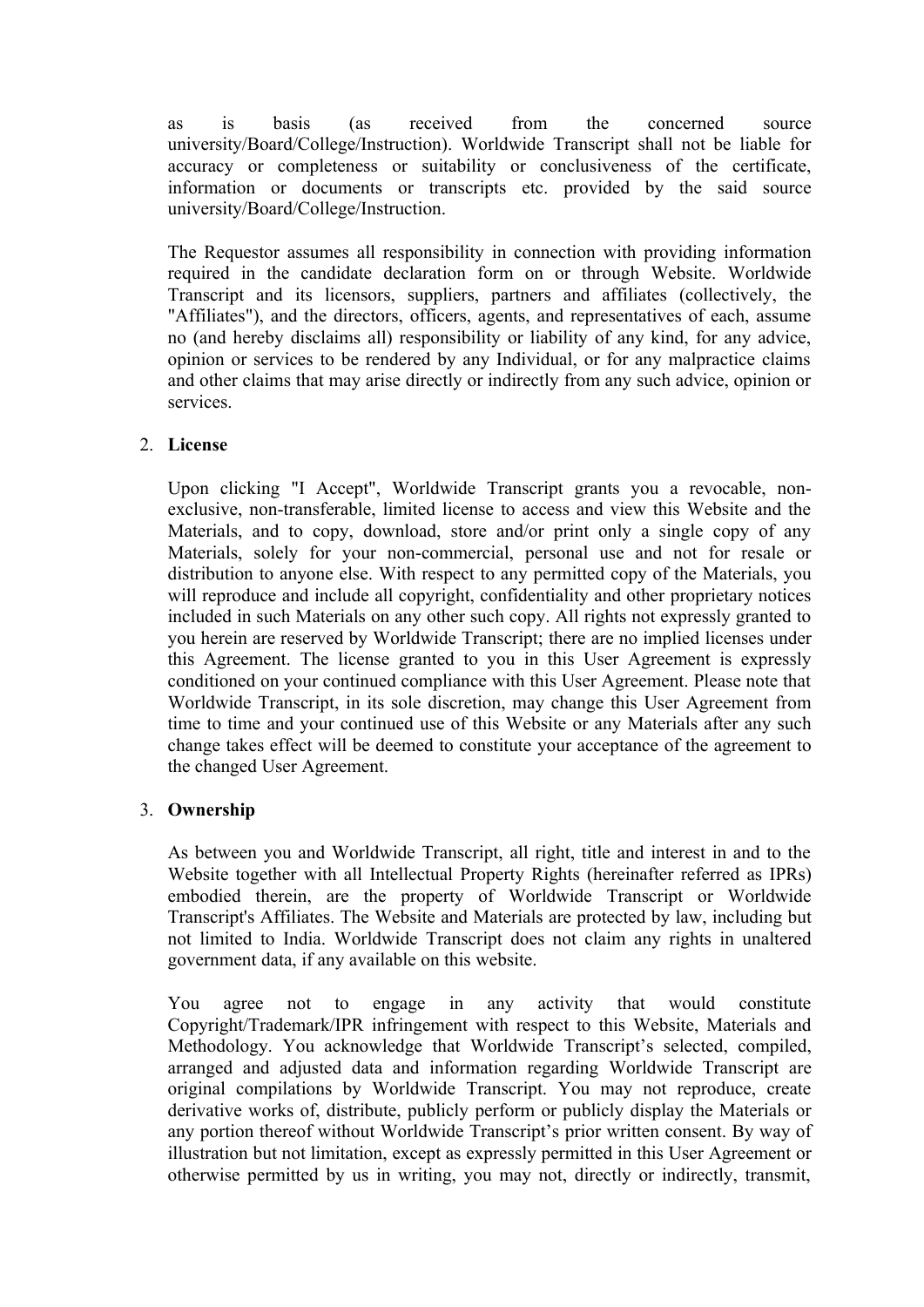as is basis (as received from the concerned source university/Board/College/Instruction). Worldwide Transcript shall not be liable for accuracy or completeness or suitability or conclusiveness of the certificate, information or documents or transcripts etc. provided by the said source university/Board/College/Instruction.

The Requestor assumes all responsibility in connection with providing information required in the candidate declaration form on or through Website. Worldwide Transcript and its licensors, suppliers, partners and affiliates (collectively, the "Affiliates"), and the directors, officers, agents, and representatives of each, assume no (and hereby disclaims all) responsibility or liability of any kind, for any advice, opinion or services to be rendered by any Individual, or for any malpractice claims and other claims that may arise directly or indirectly from any such advice, opinion or services.

2. **License**

   Upon clicking "I Accept", Worldwide Transcript grants you a revocable, non-exclusive, non-transferable, limited license to access and view this Website and the Materials, and to copy, download, store and/or print only a single copy of any Materials, solely for your non-commercial, personal use and not for resale or distribution to anyone else. With respect to any permitted copy of the Materials, you will reproduce and include all copyright, confidentiality and other proprietary notices included in such Materials on any other such copy. All rights not expressly granted to you herein are reserved by Worldwide Transcript; there are no implied licenses under this Agreement. The license granted to you in this User Agreement is expressly conditioned on your continued compliance with this User Agreement. Please note that Worldwide Transcript, in its sole discretion, may change this User Agreement from time to time and your continued use of this Website or any Materials after any such change takes effect will be deemed to constitute your acceptance of the agreement to the changed User Agreement.

3. **Ownership**

   As between you and Worldwide Transcript, all right, title and interest in and to the Website together with all Intellectual Property Rights (hereinafter referred as IPRs) embodied therein, are the property of Worldwide Transcript or Worldwide Transcript's Affiliates. The Website and Materials are protected by law, including but not limited to India. Worldwide Transcript does not claim any rights in unaltered government data, if any available on this website.

   You agree not to engage in any activity that would constitute Copyright/Trademark/IPR infringement with respect to this Website, Materials and Methodology. You acknowledge that Worldwide Transcript's selected, compiled, arranged and adjusted data and information regarding Worldwide Transcript are original compilations by Worldwide Transcript. You may not reproduce, create derivative works of, distribute, publicly perform or publicly display the Materials or any portion thereof without Worldwide Transcript's prior written consent. By way of illustration but not limitation, except as expressly permitted in this User Agreement or otherwise permitted by us in writing, you may not, directly or indirectly, transmit,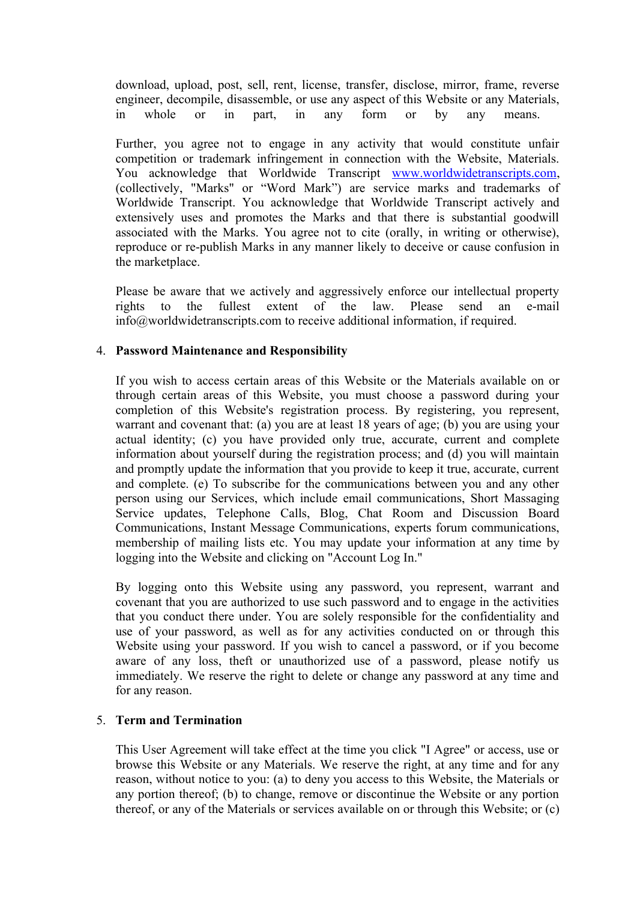download, upload, post, sell, rent, license, transfer, disclose, mirror, frame, reverse engineer, decompile, disassemble, or use any aspect of this Website or any Materials, in whole or in part, in any form or by any means.

Further, you agree not to engage in any activity that would constitute unfair competition or trademark infringement in connection with the Website, Materials. You acknowledge that Worldwide Transcript [www.worldwidetranscripts.com](http://www.worldwidetranscripts.com), (collectively, "Marks" or "Word Mark") are service marks and trademarks of Worldwide Transcript. You acknowledge that Worldwide Transcript actively and extensively uses and promotes the Marks and that there is substantial goodwill associated with the Marks. You agree not to cite (orally, in writing or otherwise), reproduce or re-publish Marks in any manner likely to deceive or cause confusion in the marketplace.

Please be aware that we actively and aggressively enforce our intellectual property rights to the fullest extent of the law. Please send an e-mail info@worldwidetranscripts.com to receive additional information, if required.

4. **Password Maintenance and Responsibility**

If you wish to access certain areas of this Website or the Materials available on or through certain areas of this Website, you must choose a password during your completion of this Website's registration process. By registering, you represent, warrant and covenant that: (a) you are at least 18 years of age; (b) you are using your actual identity; (c) you have provided only true, accurate, current and complete information about yourself during the registration process; and (d) you will maintain and promptly update the information that you provide to keep it true, accurate, current and complete. (e) To subscribe for the communications between you and any other person using our Services, which include email communications, Short Massaging Service updates, Telephone Calls, Blog, Chat Room and Discussion Board Communications, Instant Message Communications, experts forum communications, membership of mailing lists etc. You may update your information at any time by logging into the Website and clicking on "Account Log In."

By logging onto this Website using any password, you represent, warrant and covenant that you are authorized to use such password and to engage in the activities that you conduct there under. You are solely responsible for the confidentiality and use of your password, as well as for any activities conducted on or through this Website using your password. If you wish to cancel a password, or if you become aware of any loss, theft or unauthorized use of a password, please notify us immediately. We reserve the right to delete or change any password at any time and for any reason.

5. **Term and Termination**

This User Agreement will take effect at the time you click "I Agree" or access, use or browse this Website or any Materials. We reserve the right, at any time and for any reason, without notice to you: (a) to deny you access to this Website, the Materials or any portion thereof; (b) to change, remove or discontinue the Website or any portion thereof, or any of the Materials or services available on or through this Website; or (c)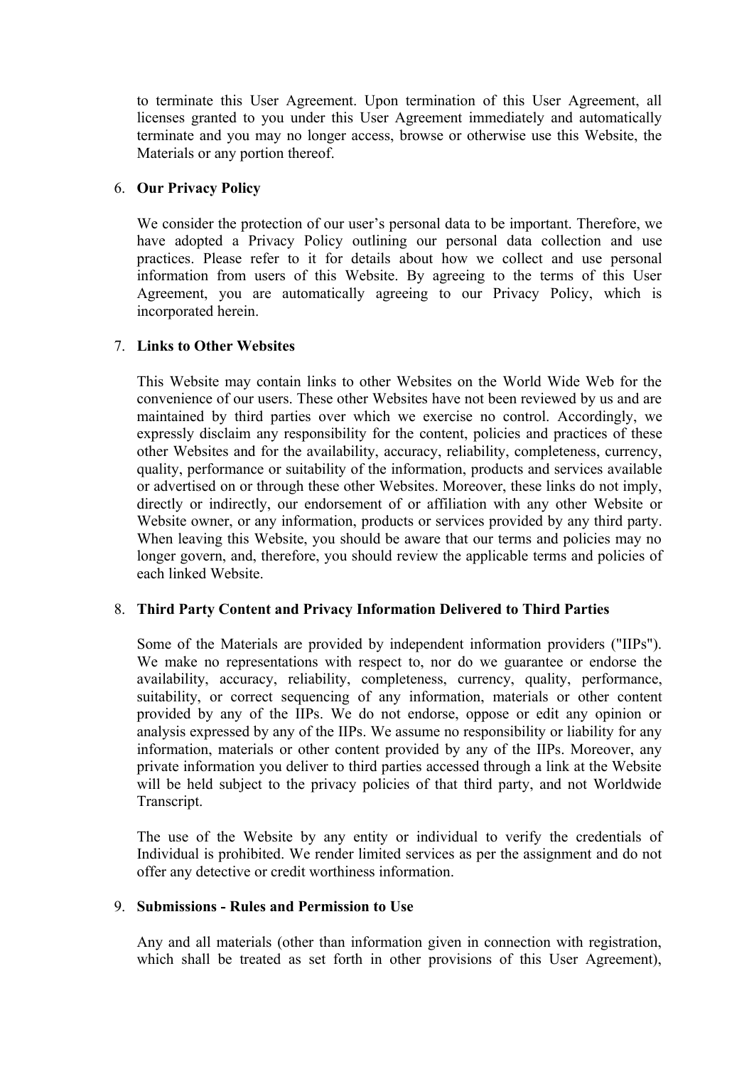to terminate this User Agreement. Upon termination of this User Agreement, all licenses granted to you under this User Agreement immediately and automatically terminate and you may no longer access, browse or otherwise use this Website, the Materials or any portion thereof.

6. **Our Privacy Policy**

   We consider the protection of our user's personal data to be important. Therefore, we have adopted a Privacy Policy outlining our personal data collection and use practices. Please refer to it for details about how we collect and use personal information from users of this Website. By agreeing to the terms of this User Agreement, you are automatically agreeing to our Privacy Policy, which is incorporated herein.

7. **Links to Other Websites**

   This Website may contain links to other Websites on the World Wide Web for the convenience of our users. These other Websites have not been reviewed by us and are maintained by third parties over which we exercise no control. Accordingly, we expressly disclaim any responsibility for the content, policies and practices of these other Websites and for the availability, accuracy, reliability, completeness, currency, quality, performance or suitability of the information, products and services available or advertised on or through these other Websites. Moreover, these links do not imply, directly or indirectly, our endorsement of or affiliation with any other Website or Website owner, or any information, products or services provided by any third party. When leaving this Website, you should be aware that our terms and policies may no longer govern, and, therefore, you should review the applicable terms and policies of each linked Website.

8. **Third Party Content and Privacy Information Delivered to Third Parties**

   Some of the Materials are provided by independent information providers ("IIPs"). We make no representations with respect to, nor do we guarantee or endorse the availability, accuracy, reliability, completeness, currency, quality, performance, suitability, or correct sequencing of any information, materials or other content provided by any of the IIPs. We do not endorse, oppose or edit any opinion or analysis expressed by any of the IIPs. We assume no responsibility or liability for any information, materials or other content provided by any of the IIPs. Moreover, any private information you deliver to third parties accessed through a link at the Website will be held subject to the privacy policies of that third party, and not Worldwide Transcript.

   The use of the Website by any entity or individual to verify the credentials of Individual is prohibited. We render limited services as per the assignment and do not offer any detective or credit worthiness information.

9. **Submissions - Rules and Permission to Use**

   Any and all materials (other than information given in connection with registration, which shall be treated as set forth in other provisions of this User Agreement),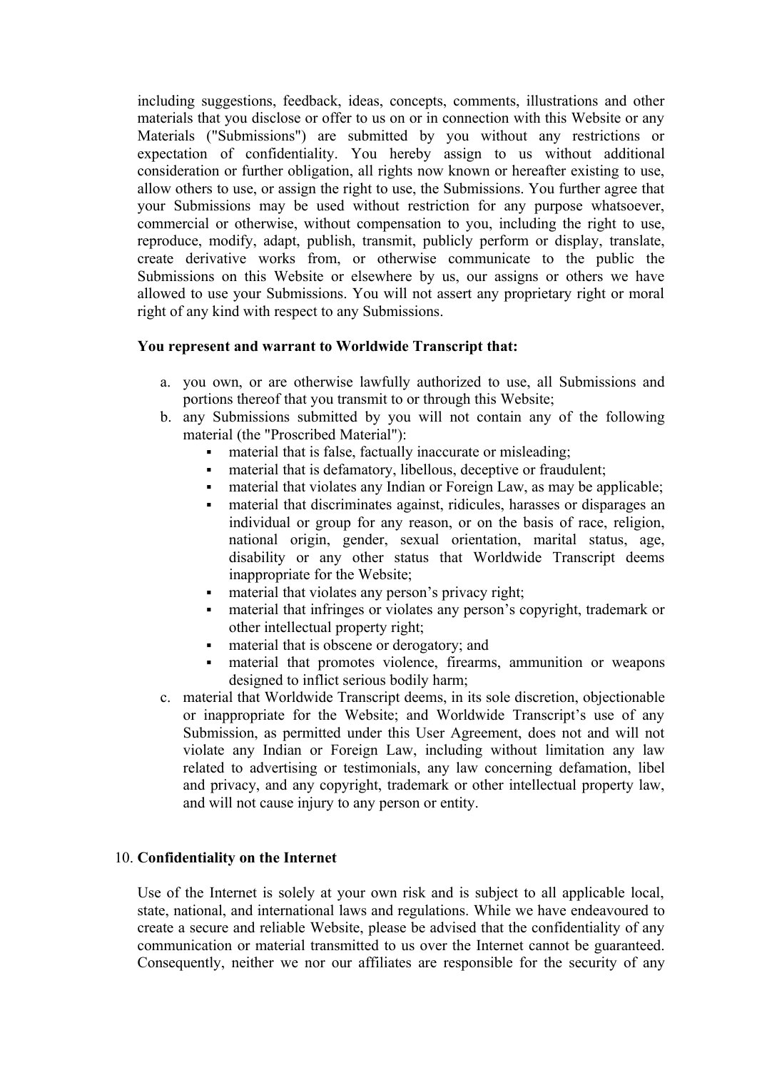including suggestions, feedback, ideas, concepts, comments, illustrations and other materials that you disclose or offer to us on or in connection with this Website or any Materials ("Submissions") are submitted by you without any restrictions or expectation of confidentiality. You hereby assign to us without additional consideration or further obligation, all rights now known or hereafter existing to use, allow others to use, or assign the right to use, the Submissions. You further agree that your Submissions may be used without restriction for any purpose whatsoever, commercial or otherwise, without compensation to you, including the right to use, reproduce, modify, adapt, publish, transmit, publicly perform or display, translate, create derivative works from, or otherwise communicate to the public the Submissions on this Website or elsewhere by us, our assigns or others we have allowed to use your Submissions. You will not assert any proprietary right or moral right of any kind with respect to any Submissions.

**You represent and warrant to Worldwide Transcript that:**

a. you own, or are otherwise lawfully authorized to use, all Submissions and portions thereof that you transmit to or through this Website;
b. any Submissions submitted by you will not contain any of the following material (the "Proscribed Material"):
    - material that is false, factually inaccurate or misleading;
    - material that is defamatory, libellous, deceptive or fraudulent;
    - material that violates any Indian or Foreign Law, as may be applicable;
    - material that discriminates against, ridicules, harasses or disparages an individual or group for any reason, or on the basis of race, religion, national origin, gender, sexual orientation, marital status, age, disability or any other status that Worldwide Transcript deems inappropriate for the Website;
    - material that violates any person's privacy right;
    - material that infringes or violates any person's copyright, trademark or other intellectual property right;
    - material that is obscene or derogatory; and
    - material that promotes violence, firearms, ammunition or weapons designed to inflict serious bodily harm;
c. material that Worldwide Transcript deems, in its sole discretion, objectionable or inappropriate for the Website; and Worldwide Transcript's use of any Submission, as permitted under this User Agreement, does not and will not violate any Indian or Foreign Law, including without limitation any law related to advertising or testimonials, any law concerning defamation, libel and privacy, and any copyright, trademark or other intellectual property law, and will not cause injury to any person or entity.

10. **Confidentiality on the Internet**

Use of the Internet is solely at your own risk and is subject to all applicable local, state, national, and international laws and regulations. While we have endeavoured to create a secure and reliable Website, please be advised that the confidentiality of any communication or material transmitted to us over the Internet cannot be guaranteed. Consequently, neither we nor our affiliates are responsible for the security of any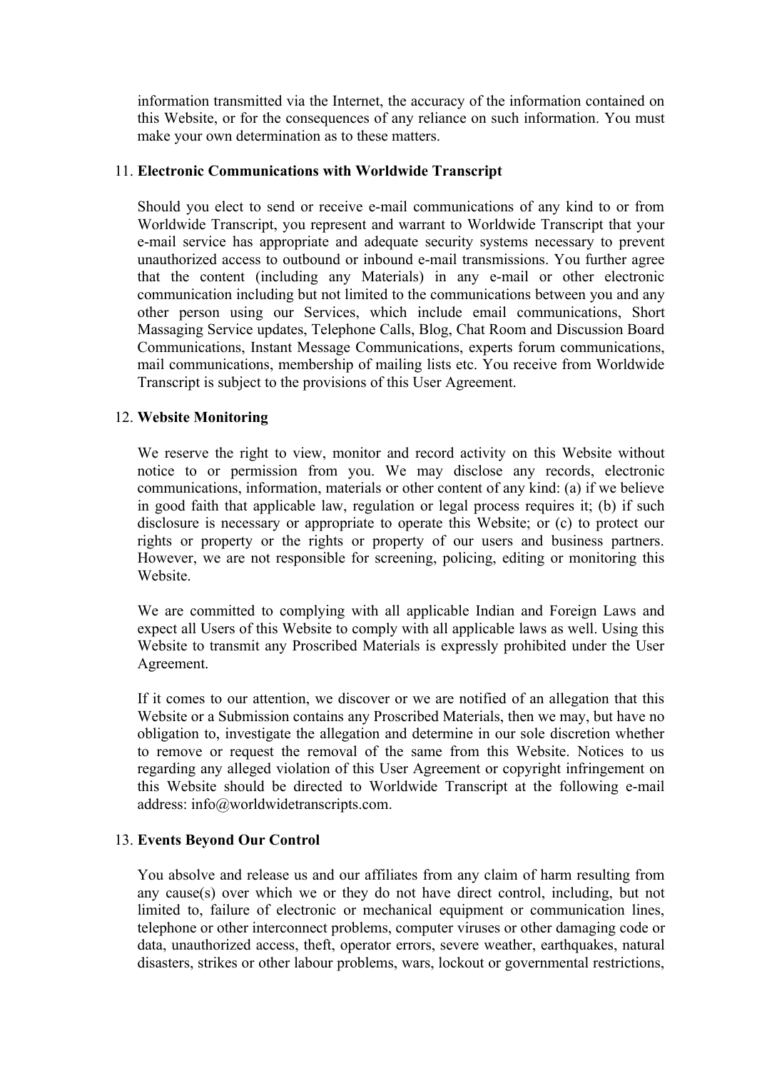information transmitted via the Internet, the accuracy of the information contained on this Website, or for the consequences of any reliance on such information. You must make your own determination as to these matters.

11. **Electronic Communications with Worldwide Transcript**

    Should you elect to send or receive e-mail communications of any kind to or from Worldwide Transcript, you represent and warrant to Worldwide Transcript that your e-mail service has appropriate and adequate security systems necessary to prevent unauthorized access to outbound or inbound e-mail transmissions. You further agree that the content (including any Materials) in any e-mail or other electronic communication including but not limited to the communications between you and any other person using our Services, which include email communications, Short Massaging Service updates, Telephone Calls, Blog, Chat Room and Discussion Board Communications, Instant Message Communications, experts forum communications, mail communications, membership of mailing lists etc. You receive from Worldwide Transcript is subject to the provisions of this User Agreement.

12. **Website Monitoring**

    We reserve the right to view, monitor and record activity on this Website without notice to or permission from you. We may disclose any records, electronic communications, information, materials or other content of any kind: (a) if we believe in good faith that applicable law, regulation or legal process requires it; (b) if such disclosure is necessary or appropriate to operate this Website; or (c) to protect our rights or property or the rights or property of our users and business partners. However, we are not responsible for screening, policing, editing or monitoring this Website.

    We are committed to complying with all applicable Indian and Foreign Laws and expect all Users of this Website to comply with all applicable laws as well. Using this Website to transmit any Proscribed Materials is expressly prohibited under the User Agreement.

    If it comes to our attention, we discover or we are notified of an allegation that this Website or a Submission contains any Proscribed Materials, then we may, but have no obligation to, investigate the allegation and determine in our sole discretion whether to remove or request the removal of the same from this Website. Notices to us regarding any alleged violation of this User Agreement or copyright infringement on this Website should be directed to Worldwide Transcript at the following e-mail address: info@worldwidetranscripts.com.

13. **Events Beyond Our Control**

    You absolve and release us and our affiliates from any claim of harm resulting from any cause(s) over which we or they do not have direct control, including, but not limited to, failure of electronic or mechanical equipment or communication lines, telephone or other interconnect problems, computer viruses or other damaging code or data, unauthorized access, theft, operator errors, severe weather, earthquakes, natural disasters, strikes or other labour problems, wars, lockout or governmental restrictions,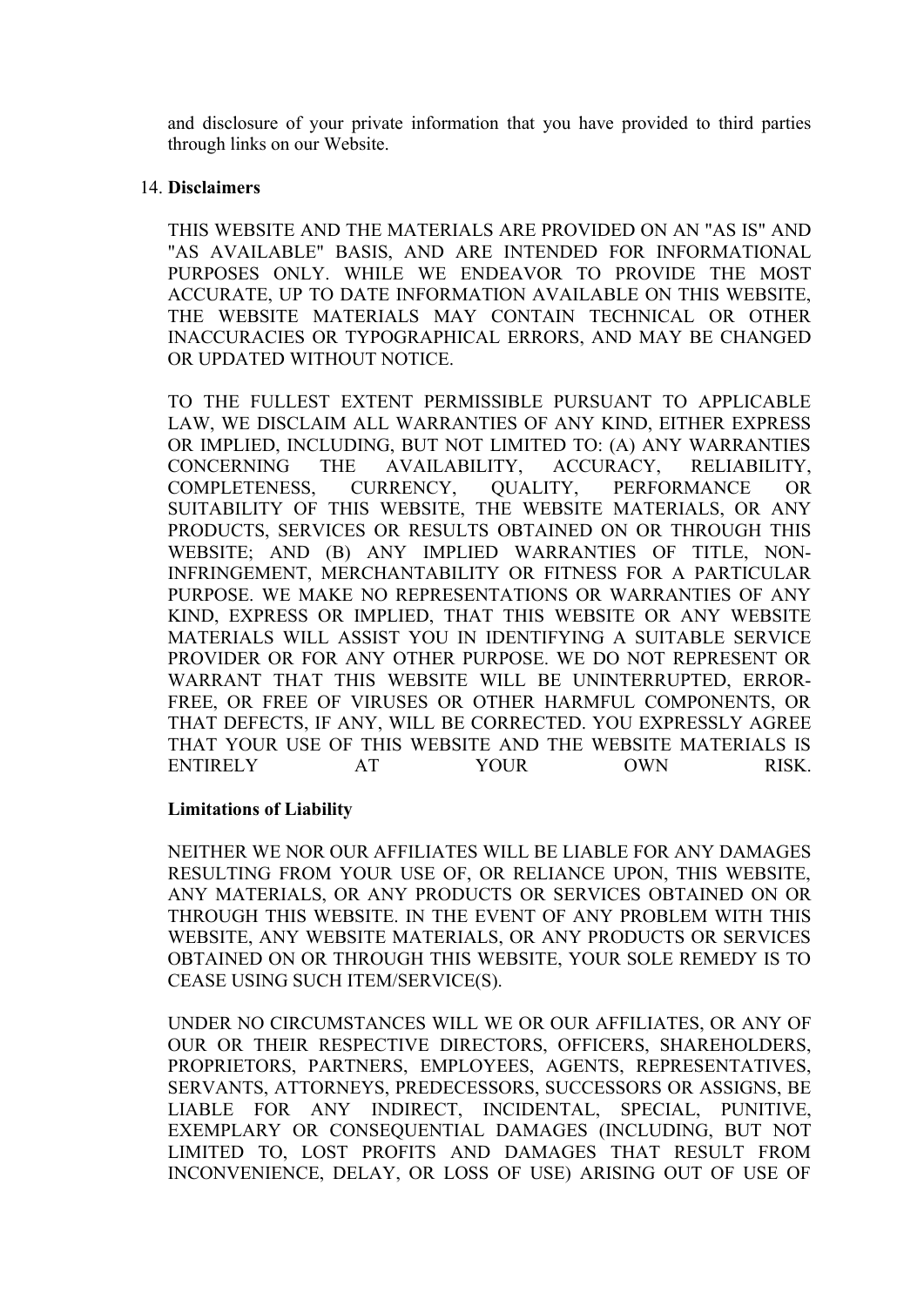and disclosure of your private information that you have provided to third parties through links on our Website.

14. **Disclaimers**

THIS WEBSITE AND THE MATERIALS ARE PROVIDED ON AN "AS IS" AND "AS AVAILABLE" BASIS, AND ARE INTENDED FOR INFORMATIONAL PURPOSES ONLY. WHILE WE ENDEAVOR TO PROVIDE THE MOST ACCURATE, UP TO DATE INFORMATION AVAILABLE ON THIS WEBSITE, THE WEBSITE MATERIALS MAY CONTAIN TECHNICAL OR OTHER INACCURACIES OR TYPOGRAPHICAL ERRORS, AND MAY BE CHANGED OR UPDATED WITHOUT NOTICE.

TO THE FULLEST EXTENT PERMISSIBLE PURSUANT TO APPLICABLE LAW, WE DISCLAIM ALL WARRANTIES OF ANY KIND, EITHER EXPRESS OR IMPLIED, INCLUDING, BUT NOT LIMITED TO: (A) ANY WARRANTIES CONCERNING THE AVAILABILITY, ACCURACY, RELIABILITY, COMPLETENESS, CURRENCY, QUALITY, PERFORMANCE OR SUITABILITY OF THIS WEBSITE, THE WEBSITE MATERIALS, OR ANY PRODUCTS, SERVICES OR RESULTS OBTAINED ON OR THROUGH THIS WEBSITE; AND (B) ANY IMPLIED WARRANTIES OF TITLE, NON-INFRINGEMENT, MERCHANTABILITY OR FITNESS FOR A PARTICULAR PURPOSE. WE MAKE NO REPRESENTATIONS OR WARRANTIES OF ANY KIND, EXPRESS OR IMPLIED, THAT THIS WEBSITE OR ANY WEBSITE MATERIALS WILL ASSIST YOU IN IDENTIFYING A SUITABLE SERVICE PROVIDER OR FOR ANY OTHER PURPOSE. WE DO NOT REPRESENT OR WARRANT THAT THIS WEBSITE WILL BE UNINTERRUPTED, ERROR-FREE, OR FREE OF VIRUSES OR OTHER HARMFUL COMPONENTS, OR THAT DEFECTS, IF ANY, WILL BE CORRECTED. YOU EXPRESSLY AGREE THAT YOUR USE OF THIS WEBSITE AND THE WEBSITE MATERIALS IS ENTIRELY AT YOUR OWN RISK.

**Limitations of Liability**

NEITHER WE NOR OUR AFFILIATES WILL BE LIABLE FOR ANY DAMAGES RESULTING FROM YOUR USE OF, OR RELIANCE UPON, THIS WEBSITE, ANY MATERIALS, OR ANY PRODUCTS OR SERVICES OBTAINED ON OR THROUGH THIS WEBSITE. IN THE EVENT OF ANY PROBLEM WITH THIS WEBSITE, ANY WEBSITE MATERIALS, OR ANY PRODUCTS OR SERVICES OBTAINED ON OR THROUGH THIS WEBSITE, YOUR SOLE REMEDY IS TO CEASE USING SUCH ITEM/SERVICE(S).

UNDER NO CIRCUMSTANCES WILL WE OR OUR AFFILIATES, OR ANY OF OUR OR THEIR RESPECTIVE DIRECTORS, OFFICERS, SHAREHOLDERS, PROPRIETORS, PARTNERS, EMPLOYEES, AGENTS, REPRESENTATIVES, SERVANTS, ATTORNEYS, PREDECESSORS, SUCCESSORS OR ASSIGNS, BE LIABLE FOR ANY INDIRECT, INCIDENTAL, SPECIAL, PUNITIVE, EXEMPLARY OR CONSEQUENTIAL DAMAGES (INCLUDING, BUT NOT LIMITED TO, LOST PROFITS AND DAMAGES THAT RESULT FROM INCONVENIENCE, DELAY, OR LOSS OF USE) ARISING OUT OF USE OF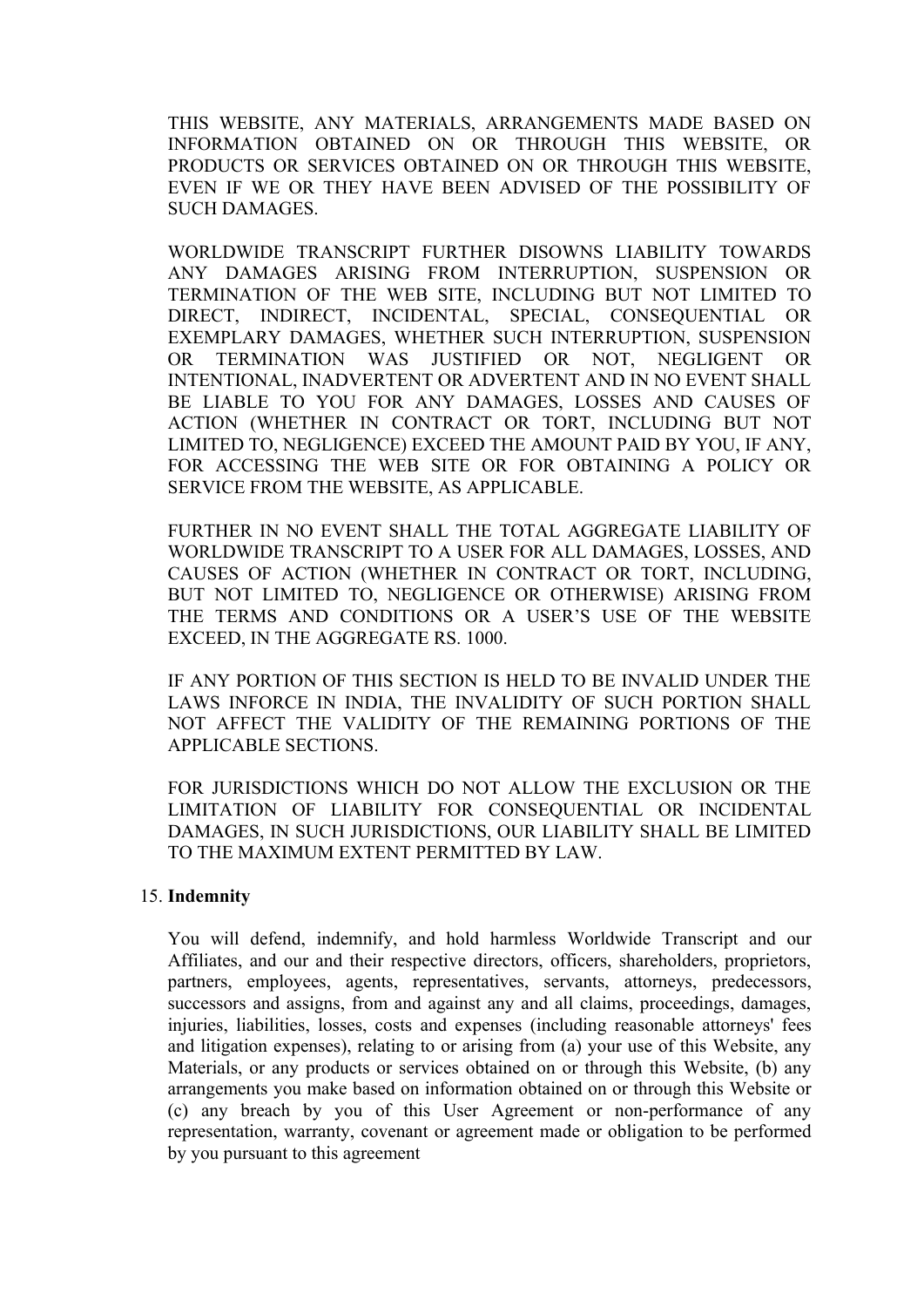THIS WEBSITE, ANY MATERIALS, ARRANGEMENTS MADE BASED ON INFORMATION OBTAINED ON OR THROUGH THIS WEBSITE, OR PRODUCTS OR SERVICES OBTAINED ON OR THROUGH THIS WEBSITE, EVEN IF WE OR THEY HAVE BEEN ADVISED OF THE POSSIBILITY OF SUCH DAMAGES.

WORLDWIDE TRANSCRIPT FURTHER DISOWNS LIABILITY TOWARDS ANY DAMAGES ARISING FROM INTERRUPTION, SUSPENSION OR TERMINATION OF THE WEB SITE, INCLUDING BUT NOT LIMITED TO DIRECT, INDIRECT, INCIDENTAL, SPECIAL, CONSEQUENTIAL OR EXEMPLARY DAMAGES, WHETHER SUCH INTERRUPTION, SUSPENSION OR TERMINATION WAS JUSTIFIED OR NOT, NEGLIGENT OR INTENTIONAL, INADVERTENT OR ADVERTENT AND IN NO EVENT SHALL BE LIABLE TO YOU FOR ANY DAMAGES, LOSSES AND CAUSES OF ACTION (WHETHER IN CONTRACT OR TORT, INCLUDING BUT NOT LIMITED TO, NEGLIGENCE) EXCEED THE AMOUNT PAID BY YOU, IF ANY, FOR ACCESSING THE WEB SITE OR FOR OBTAINING A POLICY OR SERVICE FROM THE WEBSITE, AS APPLICABLE.

FURTHER IN NO EVENT SHALL THE TOTAL AGGREGATE LIABILITY OF WORLDWIDE TRANSCRIPT TO A USER FOR ALL DAMAGES, LOSSES, AND CAUSES OF ACTION (WHETHER IN CONTRACT OR TORT, INCLUDING, BUT NOT LIMITED TO, NEGLIGENCE OR OTHERWISE) ARISING FROM THE TERMS AND CONDITIONS OR A USER'S USE OF THE WEBSITE EXCEED, IN THE AGGREGATE RS. 1000.

IF ANY PORTION OF THIS SECTION IS HELD TO BE INVALID UNDER THE LAWS INFORCE IN INDIA, THE INVALIDITY OF SUCH PORTION SHALL NOT AFFECT THE VALIDITY OF THE REMAINING PORTIONS OF THE APPLICABLE SECTIONS.

FOR JURISDICTIONS WHICH DO NOT ALLOW THE EXCLUSION OR THE LIMITATION OF LIABILITY FOR CONSEQUENTIAL OR INCIDENTAL DAMAGES, IN SUCH JURISDICTIONS, OUR LIABILITY SHALL BE LIMITED TO THE MAXIMUM EXTENT PERMITTED BY LAW.

15. **Indemnity**

You will defend, indemnify, and hold harmless Worldwide Transcript and our Affiliates, and our and their respective directors, officers, shareholders, proprietors, partners, employees, agents, representatives, servants, attorneys, predecessors, successors and assigns, from and against any and all claims, proceedings, damages, injuries, liabilities, losses, costs and expenses (including reasonable attorneys' fees and litigation expenses), relating to or arising from (a) your use of this Website, any Materials, or any products or services obtained on or through this Website, (b) any arrangements you make based on information obtained on or through this Website or (c) any breach by you of this User Agreement or non-performance of any representation, warranty, covenant or agreement made or obligation to be performed by you pursuant to this agreement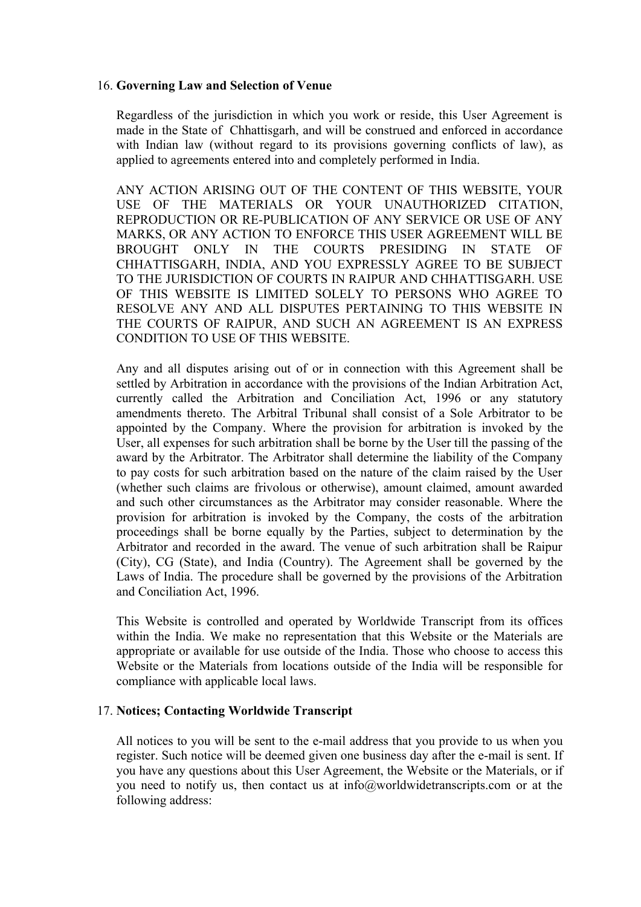16. **Governing Law and Selection of Venue**

    Regardless of the jurisdiction in which you work or reside, this User Agreement is made in the State of Chhattisgarh, and will be construed and enforced in accordance with Indian law (without regard to its provisions governing conflicts of law), as applied to agreements entered into and completely performed in India.

    ANY ACTION ARISING OUT OF THE CONTENT OF THIS WEBSITE, YOUR USE OF THE MATERIALS OR YOUR UNAUTHORIZED CITATION, REPRODUCTION OR RE-PUBLICATION OF ANY SERVICE OR USE OF ANY MARKS, OR ANY ACTION TO ENFORCE THIS USER AGREEMENT WILL BE BROUGHT ONLY IN THE COURTS PRESIDING IN STATE OF CHHATTISGARH, INDIA, AND YOU EXPRESSLY AGREE TO BE SUBJECT TO THE JURISDICTION OF COURTS IN RAIPUR AND CHHATTISGARH. USE OF THIS WEBSITE IS LIMITED SOLELY TO PERSONS WHO AGREE TO RESOLVE ANY AND ALL DISPUTES PERTAINING TO THIS WEBSITE IN THE COURTS OF RAIPUR, AND SUCH AN AGREEMENT IS AN EXPRESS CONDITION TO USE OF THIS WEBSITE.

    Any and all disputes arising out of or in connection with this Agreement shall be settled by Arbitration in accordance with the provisions of the Indian Arbitration Act, currently called the Arbitration and Conciliation Act, 1996 or any statutory amendments thereto. The Arbitral Tribunal shall consist of a Sole Arbitrator to be appointed by the Company. Where the provision for arbitration is invoked by the User, all expenses for such arbitration shall be borne by the User till the passing of the award by the Arbitrator. The Arbitrator shall determine the liability of the Company to pay costs for such arbitration based on the nature of the claim raised by the User (whether such claims are frivolous or otherwise), amount claimed, amount awarded and such other circumstances as the Arbitrator may consider reasonable. Where the provision for arbitration is invoked by the Company, the costs of the arbitration proceedings shall be borne equally by the Parties, subject to determination by the Arbitrator and recorded in the award. The venue of such arbitration shall be Raipur (City), CG (State), and India (Country). The Agreement shall be governed by the Laws of India. The procedure shall be governed by the provisions of the Arbitration and Conciliation Act, 1996.

    This Website is controlled and operated by Worldwide Transcript from its offices within the India. We make no representation that this Website or the Materials are appropriate or available for use outside of the India. Those who choose to access this Website or the Materials from locations outside of the India will be responsible for compliance with applicable local laws.

17. **Notices; Contacting Worldwide Transcript**

    All notices to you will be sent to the e-mail address that you provide to us when you register. Such notice will be deemed given one business day after the e-mail is sent. If you have any questions about this User Agreement, the Website or the Materials, or if you need to notify us, then contact us at info@worldwidetranscripts.com or at the following address: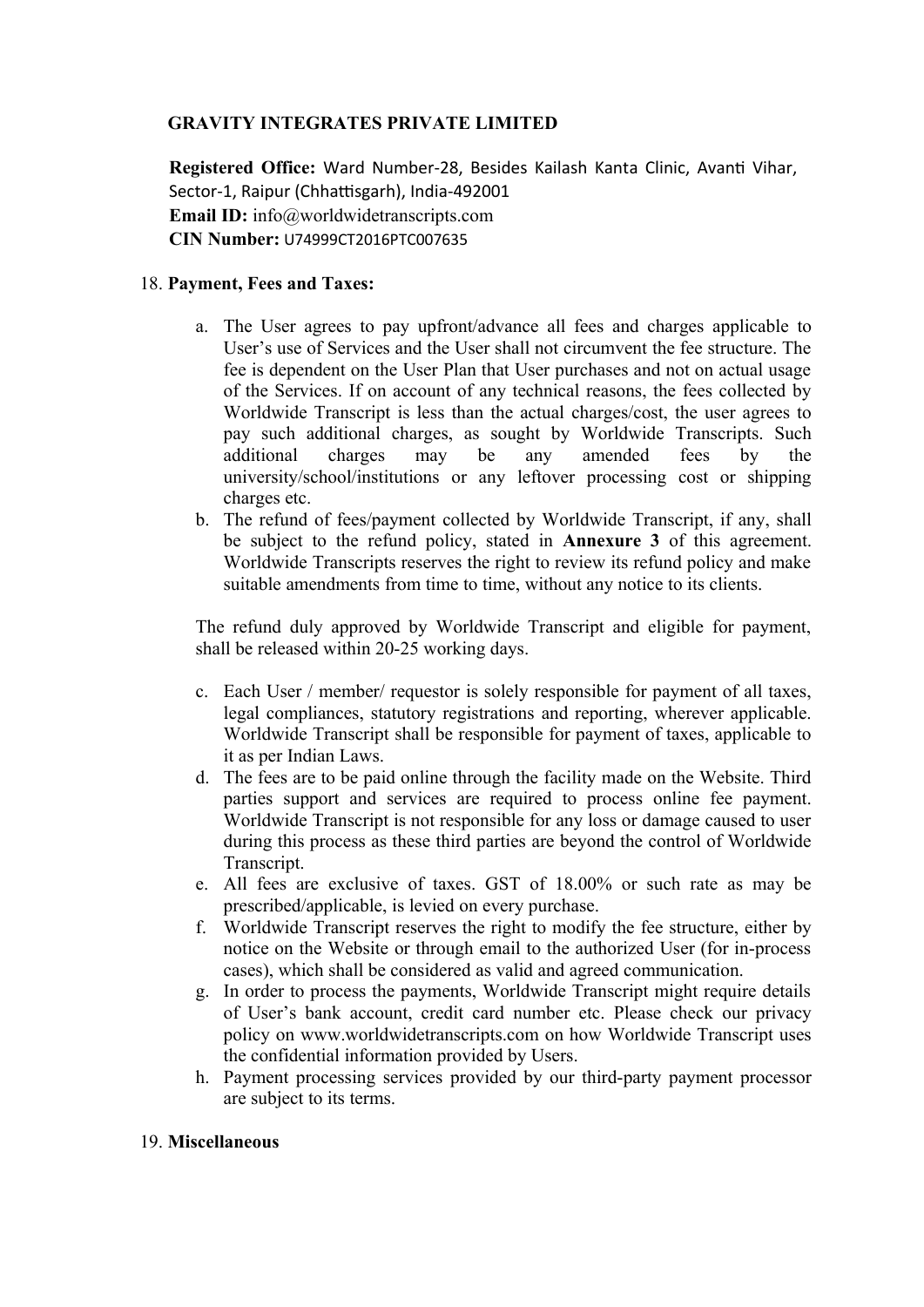**GRAVITY INTEGRATES PRIVATE LIMITED**

**Registered Office:** Ward Number-28, Besides Kailash Kanta Clinic, Avanti Vihar, Sector-1, Raipur (Chhattisgarh), India-492001
**Email ID:** info@worldwidetranscripts.com
**CIN Number:** U74999CT2016PTC007635

18. **Payment, Fees and Taxes:**

a. The User agrees to pay upfront/advance all fees and charges applicable to User's use of Services and the User shall not circumvent the fee structure. The fee is dependent on the User Plan that User purchases and not on actual usage of the Services. If on account of any technical reasons, the fees collected by Worldwide Transcript is less than the actual charges/cost, the user agrees to pay such additional charges, as sought by Worldwide Transcripts. Such additional charges may be any amended fees by the university/school/institutions or any leftover processing cost or shipping charges etc.

b. The refund of fees/payment collected by Worldwide Transcript, if any, shall be subject to the refund policy, stated in **Annexure 3** of this agreement. Worldwide Transcripts reserves the right to review its refund policy and make suitable amendments from time to time, without any notice to its clients.

The refund duly approved by Worldwide Transcript and eligible for payment, shall be released within 20-25 working days.

c. Each User / member/ requestor is solely responsible for payment of all taxes, legal compliances, statutory registrations and reporting, wherever applicable. Worldwide Transcript shall be responsible for payment of taxes, applicable to it as per Indian Laws.

d. The fees are to be paid online through the facility made on the Website. Third parties support and services are required to process online fee payment. Worldwide Transcript is not responsible for any loss or damage caused to user during this process as these third parties are beyond the control of Worldwide Transcript.

e. All fees are exclusive of taxes. GST of 18.00% or such rate as may be prescribed/applicable, is levied on every purchase.

f. Worldwide Transcript reserves the right to modify the fee structure, either by notice on the Website or through email to the authorized User (for in-process cases), which shall be considered as valid and agreed communication.

g. In order to process the payments, Worldwide Transcript might require details of User's bank account, credit card number etc. Please check our privacy policy on www.worldwidetranscripts.com on how Worldwide Transcript uses the confidential information provided by Users.

h. Payment processing services provided by our third-party payment processor are subject to its terms.

19. **Miscellaneous**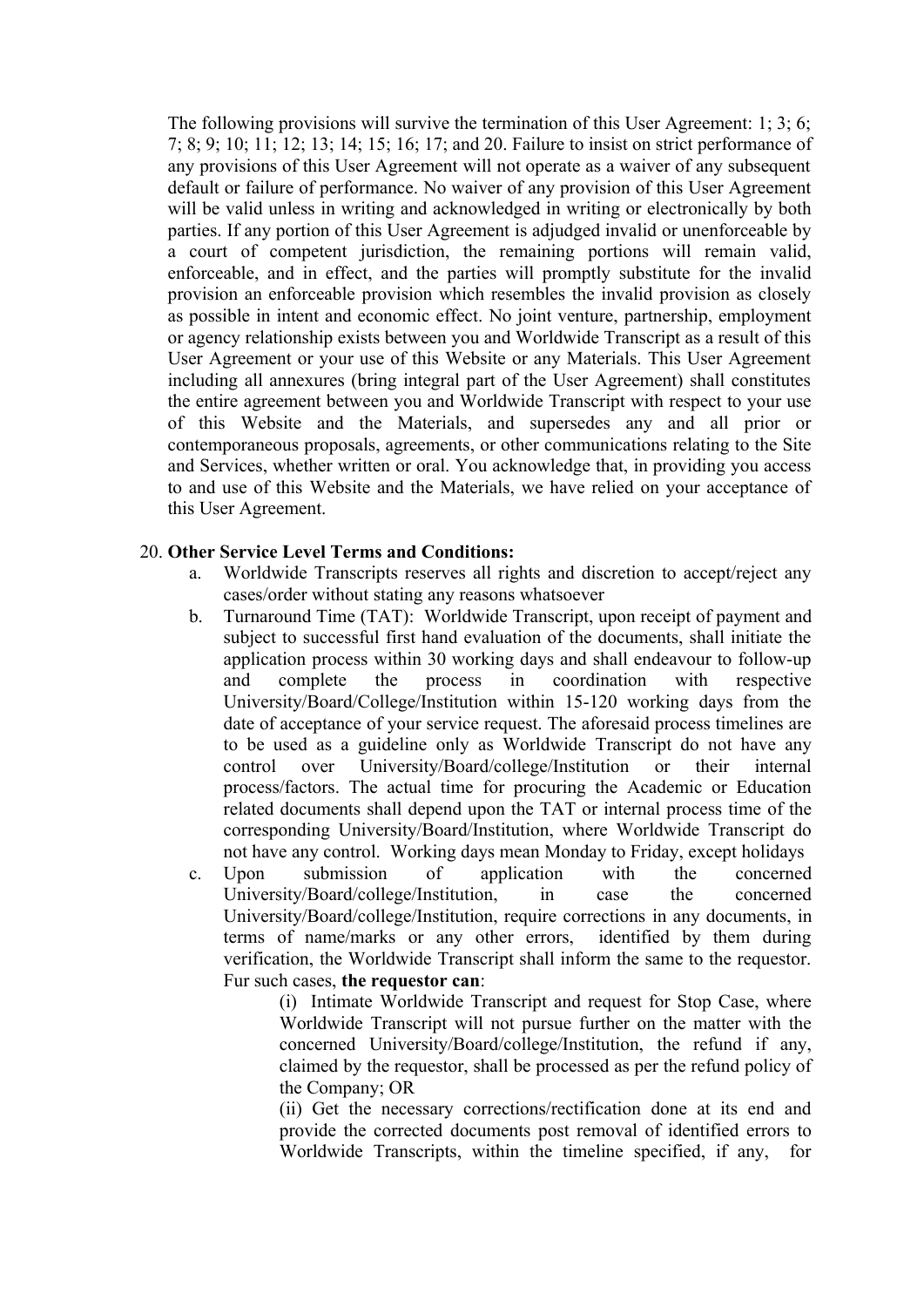The following provisions will survive the termination of this User Agreement: 1; 3; 6; 7; 8; 9; 10; 11; 12; 13; 14; 15; 16; 17; and 20. Failure to insist on strict performance of any provisions of this User Agreement will not operate as a waiver of any subsequent default or failure of performance. No waiver of any provision of this User Agreement will be valid unless in writing and acknowledged in writing or electronically by both parties. If any portion of this User Agreement is adjudged invalid or unenforceable by a court of competent jurisdiction, the remaining portions will remain valid, enforceable, and in effect, and the parties will promptly substitute for the invalid provision an enforceable provision which resembles the invalid provision as closely as possible in intent and economic effect. No joint venture, partnership, employment or agency relationship exists between you and Worldwide Transcript as a result of this User Agreement or your use of this Website or any Materials. This User Agreement including all annexures (bring integral part of the User Agreement) shall constitutes the entire agreement between you and Worldwide Transcript with respect to your use of this Website and the Materials, and supersedes any and all prior or contemporaneous proposals, agreements, or other communications relating to the Site and Services, whether written or oral. You acknowledge that, in providing you access to and use of this Website and the Materials, we have relied on your acceptance of this User Agreement.

20. **Other Service Level Terms and Conditions:**
    a. Worldwide Transcripts reserves all rights and discretion to accept/reject any cases/order without stating any reasons whatsoever
    b. Turnaround Time (TAT): Worldwide Transcript, upon receipt of payment and subject to successful first hand evaluation of the documents, shall initiate the application process within 30 working days and shall endeavour to follow-up and complete the process in coordination with respective University/Board/College/Institution within 15-120 working days from the date of acceptance of your service request. The aforesaid process timelines are to be used as a guideline only as Worldwide Transcript do not have any control over University/Board/college/Institution or their internal process/factors. The actual time for procuring the Academic or Education related documents shall depend upon the TAT or internal process time of the corresponding University/Board/Institution, where Worldwide Transcript do not have any control. Working days mean Monday to Friday, except holidays
    c. Upon submission of application with the concerned University/Board/college/Institution, in case the concerned University/Board/college/Institution, require corrections in any documents, in terms of name/marks or any other errors, identified by them during verification, the Worldwide Transcript shall inform the same to the requestor. Fur such cases, **the requestor can**:

        (i) Intimate Worldwide Transcript and request for Stop Case, where Worldwide Transcript will not pursue further on the matter with the concerned University/Board/college/Institution, the refund if any, claimed by the requestor, shall be processed as per the refund policy of the Company; OR

        (ii) Get the necessary corrections/rectification done at its end and provide the corrected documents post removal of identified errors to Worldwide Transcripts, within the timeline specified, if any, for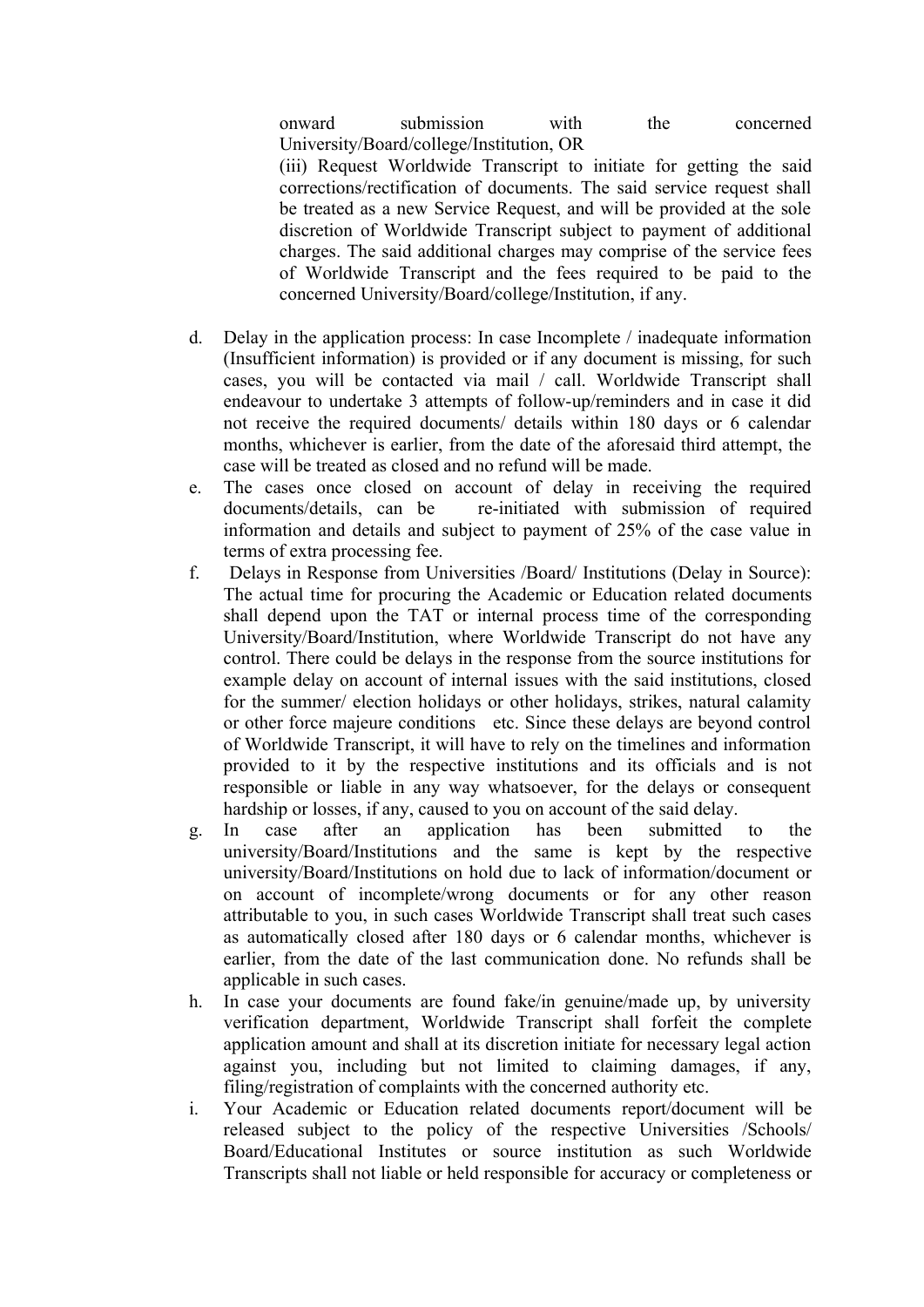onward submission with the concerned University/Board/college/Institution, OR

(iii) Request Worldwide Transcript to initiate for getting the said corrections/rectification of documents. The said service request shall be treated as a new Service Request, and will be provided at the sole discretion of Worldwide Transcript subject to payment of additional charges. The said additional charges may comprise of the service fees of Worldwide Transcript and the fees required to be paid to the concerned University/Board/college/Institution, if any.

d. Delay in the application process: In case Incomplete / inadequate information (Insufficient information) is provided or if any document is missing, for such cases, you will be contacted via mail / call. Worldwide Transcript shall endeavour to undertake 3 attempts of follow-up/reminders and in case it did not receive the required documents/ details within 180 days or 6 calendar months, whichever is earlier, from the date of the aforesaid third attempt, the case will be treated as closed and no refund will be made.

e. The cases once closed on account of delay in receiving the required documents/details, can be re-initiated with submission of required information and details and subject to payment of 25% of the case value in terms of extra processing fee.

f. Delays in Response from Universities /Board/ Institutions (Delay in Source): The actual time for procuring the Academic or Education related documents shall depend upon the TAT or internal process time of the corresponding University/Board/Institution, where Worldwide Transcript do not have any control. There could be delays in the response from the source institutions for example delay on account of internal issues with the said institutions, closed for the summer/ election holidays or other holidays, strikes, natural calamity or other force majeure conditions etc. Since these delays are beyond control of Worldwide Transcript, it will have to rely on the timelines and information provided to it by the respective institutions and its officials and is not responsible or liable in any way whatsoever, for the delays or consequent hardship or losses, if any, caused to you on account of the said delay.

g. In case after an application has been submitted to the university/Board/Institutions and the same is kept by the respective university/Board/Institutions on hold due to lack of information/document or on account of incomplete/wrong documents or for any other reason attributable to you, in such cases Worldwide Transcript shall treat such cases as automatically closed after 180 days or 6 calendar months, whichever is earlier, from the date of the last communication done. No refunds shall be applicable in such cases.

h. In case your documents are found fake/in genuine/made up, by university verification department, Worldwide Transcript shall forfeit the complete application amount and shall at its discretion initiate for necessary legal action against you, including but not limited to claiming damages, if any, filing/registration of complaints with the concerned authority etc.

i. Your Academic or Education related documents report/document will be released subject to the policy of the respective Universities /Schools/ Board/Educational Institutes or source institution as such Worldwide Transcripts shall not liable or held responsible for accuracy or completeness or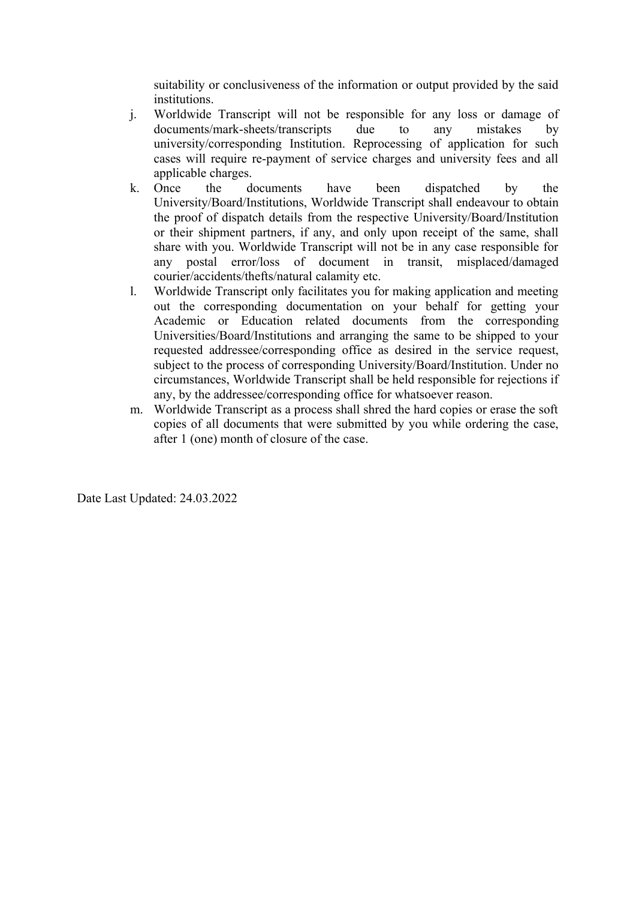suitability or conclusiveness of the information or output provided by the said institutions.

j. Worldwide Transcript will not be responsible for any loss or damage of documents/mark-sheets/transcripts due to any mistakes by university/corresponding Institution. Reprocessing of application for such cases will require re-payment of service charges and university fees and all applicable charges.
k. Once the documents have been dispatched by the University/Board/Institutions, Worldwide Transcript shall endeavour to obtain the proof of dispatch details from the respective University/Board/Institution or their shipment partners, if any, and only upon receipt of the same, shall share with you. Worldwide Transcript will not be in any case responsible for any postal error/loss of document in transit, misplaced/damaged courier/accidents/thefts/natural calamity etc.
l. Worldwide Transcript only facilitates you for making application and meeting out the corresponding documentation on your behalf for getting your Academic or Education related documents from the corresponding Universities/Board/Institutions and arranging the same to be shipped to your requested addressee/corresponding office as desired in the service request, subject to the process of corresponding University/Board/Institution. Under no circumstances, Worldwide Transcript shall be held responsible for rejections if any, by the addressee/corresponding office for whatsoever reason.
m. Worldwide Transcript as a process shall shred the hard copies or erase the soft copies of all documents that were submitted by you while ordering the case, after 1 (one) month of closure of the case.

Date Last Updated: 24.03.2022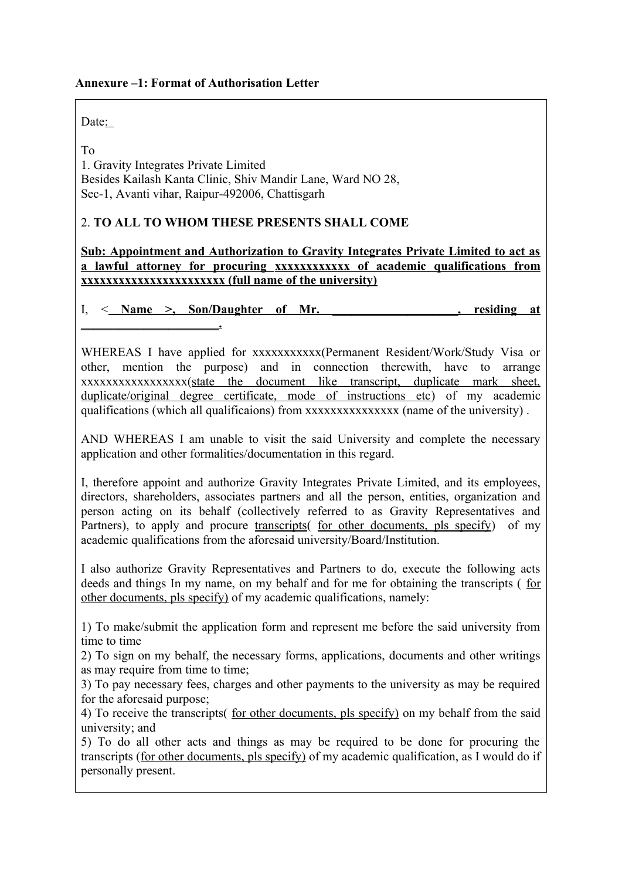**Annexure –1: Format of Authorisation Letter**

Date:

To
1. Gravity Integrates Private Limited
Besides Kailash Kanta Clinic, Shiv Mandir Lane, Ward NO 28,
Sec-1, Avanti vihar, Raipur-492006, Chattisgarh

2. **TO ALL TO WHOM THESE PRESENTS SHALL COME**

**Sub: Appointment and Authorization to Gravity Integrates Private Limited to act as a lawful attorney for procuring xxxxxxxxxxx of academic qualifications from xxxxxxxxxxxxxxxxxxxxxxx (full name of the university)**

I, < **Name >, Son/Daughter of Mr. ____________________, residing at ______________________.**

WHEREAS I have applied for xxxxxxxxxxx(Permanent Resident/Work/Study Visa or other, mention the purpose) and in connection therewith, have to arrange xxxxxxxxxxxxxxxxx(state the document like transcript, duplicate mark sheet, duplicate/original degree certificate, mode of instructions etc) of my academic qualifications (which all qualificaions) from xxxxxxxxxxxxxxx (name of the university) .

AND WHEREAS I am unable to visit the said University and complete the necessary application and other formalities/documentation in this regard.

I, therefore appoint and authorize Gravity Integrates Private Limited, and its employees, directors, shareholders, associates partners and all the person, entities, organization and person acting on its behalf (collectively referred to as Gravity Representatives and Partners), to apply and procure transcripts( for other documents, pls specify) of my academic qualifications from the aforesaid university/Board/Institution.

I also authorize Gravity Representatives and Partners to do, execute the following acts deeds and things In my name, on my behalf and for me for obtaining the transcripts ( for other documents, pls specify) of my academic qualifications, namely:

1) To make/submit the application form and represent me before the said university from time to time
2) To sign on my behalf, the necessary forms, applications, documents and other writings as may require from time to time;
3) To pay necessary fees, charges and other payments to the university as may be required for the aforesaid purpose;
4) To receive the transcripts( for other documents, pls specify) on my behalf from the said university; and
5) To do all other acts and things as may be required to be done for procuring the transcripts (for other documents, pls specify) of my academic qualification, as I would do if personally present.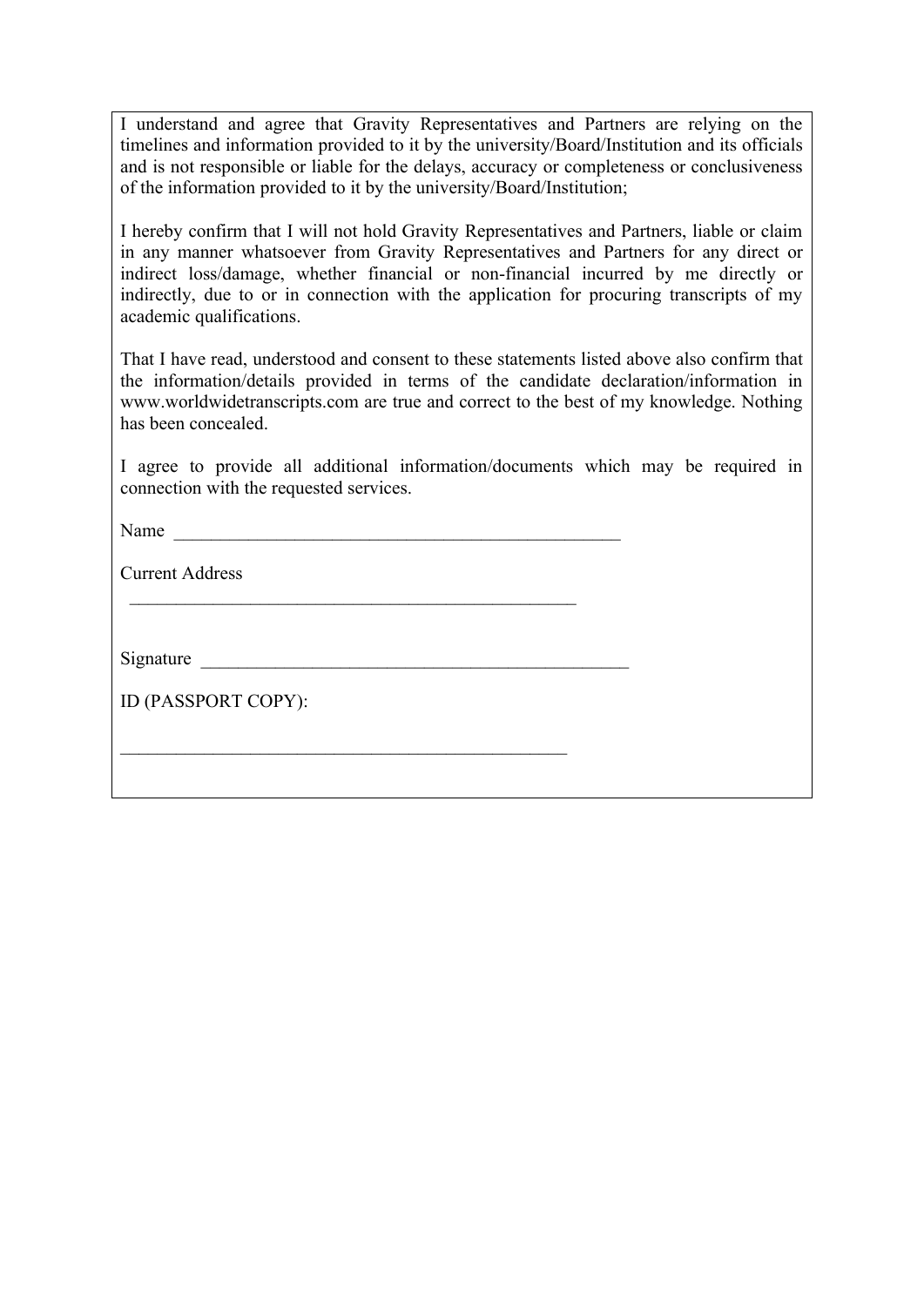I understand and agree that Gravity Representatives and Partners are relying on the timelines and information provided to it by the university/Board/Institution and its officials and is not responsible or liable for the delays, accuracy or completeness or conclusiveness of the information provided to it by the university/Board/Institution;

I hereby confirm that I will not hold Gravity Representatives and Partners, liable or claim in any manner whatsoever from Gravity Representatives and Partners for any direct or indirect loss/damage, whether financial or non-financial incurred by me directly or indirectly, due to or in connection with the application for procuring transcripts of my academic qualifications.

That I have read, understood and consent to these statements listed above also confirm that the information/details provided in terms of the candidate declaration/information in www.worldwidetranscripts.com are true and correct to the best of my knowledge. Nothing has been concealed.

I agree to provide all additional information/documents which may be required in connection with the requested services.

Name ___________________________________________________

Current Address

___________________________________________________

Signature ______________________________________________

ID (PASSPORT COPY):

___________________________________________________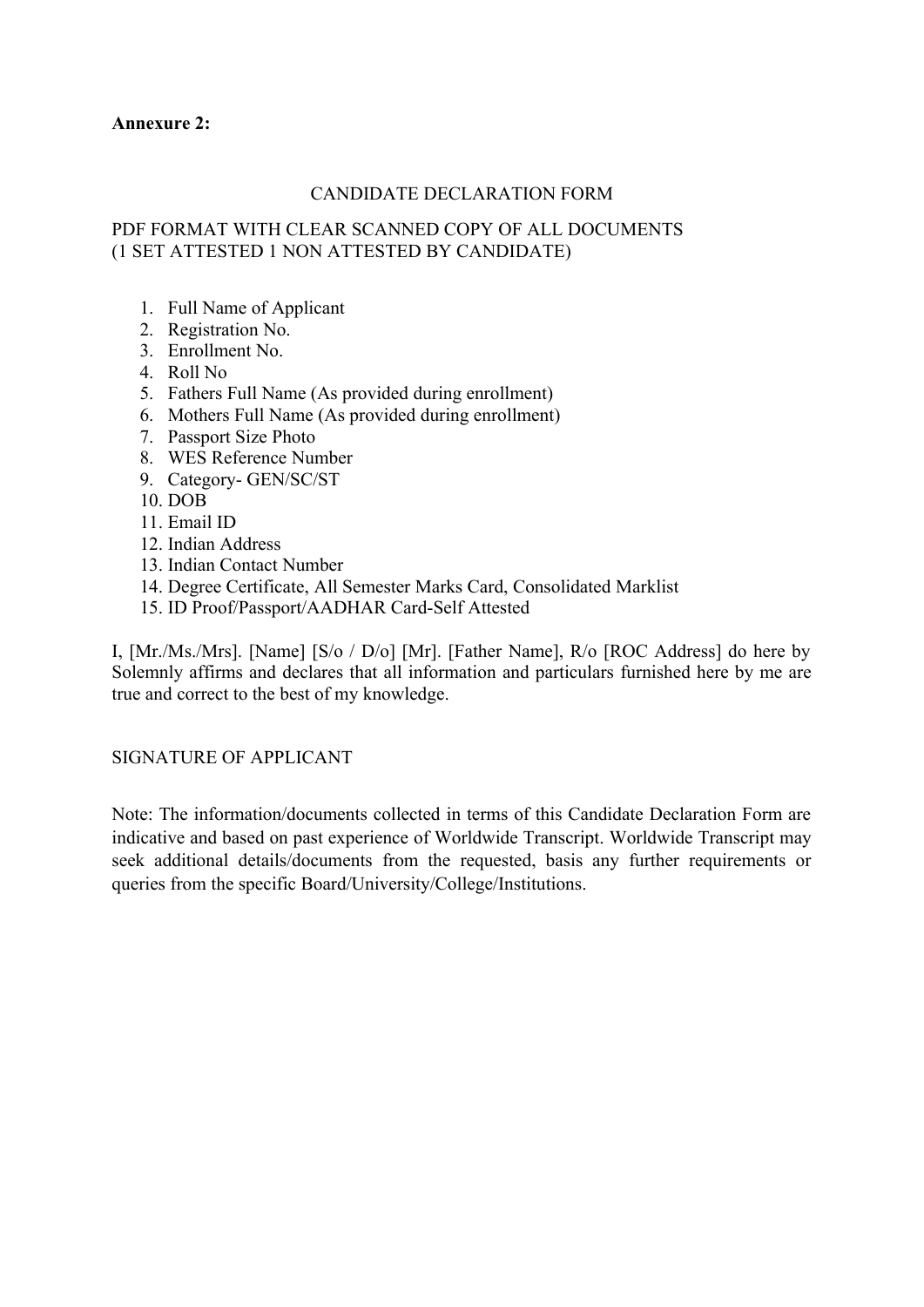**Annexure 2:**

CANDIDATE DECLARATION FORM

PDF FORMAT WITH CLEAR SCANNED COPY OF ALL DOCUMENTS
(1 SET ATTESTED 1 NON ATTESTED BY CANDIDATE)

1. Full Name of Applicant
2. Registration No.
3. Enrollment No.
4. Roll No
5. Fathers Full Name (As provided during enrollment)
6. Mothers Full Name (As provided during enrollment)
7. Passport Size Photo
8. WES Reference Number
9. Category- GEN/SC/ST
10. DOB
11. Email ID
12. Indian Address
13. Indian Contact Number
14. Degree Certificate, All Semester Marks Card, Consolidated Marklist
15. ID Proof/Passport/AADHAR Card-Self Attested

I, [Mr./Ms./Mrs]. [Name] [S/o / D/o] [Mr]. [Father Name], R/o [ROC Address] do here by Solemnly affirms and declares that all information and particulars furnished here by me are true and correct to the best of my knowledge.

SIGNATURE OF APPLICANT

Note: The information/documents collected in terms of this Candidate Declaration Form are indicative and based on past experience of Worldwide Transcript. Worldwide Transcript may seek additional details/documents from the requested, basis any further requirements or queries from the specific Board/University/College/Institutions.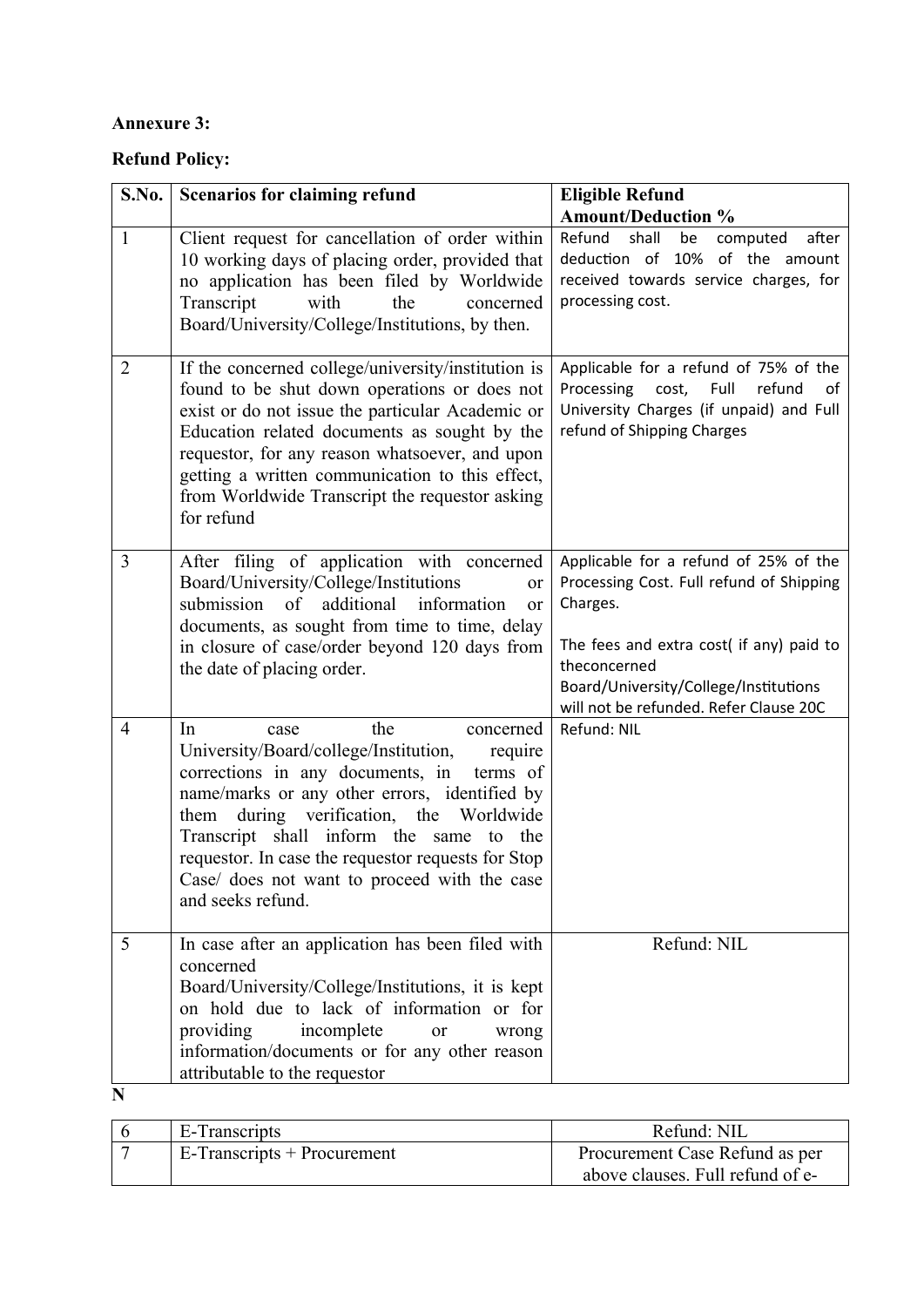**Annexure 3:**

**Refund Policy:**

| S.No. | Scenarios for claiming refund | Eligible Refund Amount/Deduction % |
|---|---|---|
| 1 | Client request for cancellation of order within 10 working days of placing order, provided that no application has been filed by Worldwide Transcript with the concerned Board/University/College/Institutions, by then. | Refund shall be computed after deduction of 10% of the amount received towards service charges, for processing cost. |
| 2 | If the concerned college/university/institution is found to be shut down operations or does not exist or do not issue the particular Academic or Education related documents as sought by the requestor, for any reason whatsoever, and upon getting a written communication to this effect, from Worldwide Transcript the requestor asking for refund | Applicable for a refund of 75% of the Processing cost, Full refund of University Charges (if unpaid) and Full refund of Shipping Charges |
| 3 | After filing of application with concerned Board/University/College/Institutions or submission of additional information or documents, as sought from time to time, delay in closure of case/order beyond 120 days from the date of placing order. | Applicable for a refund of 25% of the Processing Cost. Full refund of Shipping Charges.<br><br>The fees and extra cost( if any) paid to theconcerned Board/University/College/Institutions will not be refunded. Refer Clause 20C |
| 4 | In case the concerned University/Board/college/Institution, require corrections in any documents, in terms of name/marks or any other errors, identified by them during verification, the Worldwide Transcript shall inform the same to the requestor. In case the requestor requests for Stop Case/ does not want to proceed with the case and seeks refund. | Refund: NIL |
| 5 | In case after an application has been filed with concerned Board/University/College/Institutions, it is kept on hold due to lack of information or for providing incomplete or wrong information/documents or for any other reason attributable to the requestor | Refund: NIL |

N

| | | |
|---|---|---|
| 6 | E-Transcripts | Refund: NIL |
| 7 | E-Transcripts + Procurement | Procurement Case Refund as per above clauses. Full refund of e- |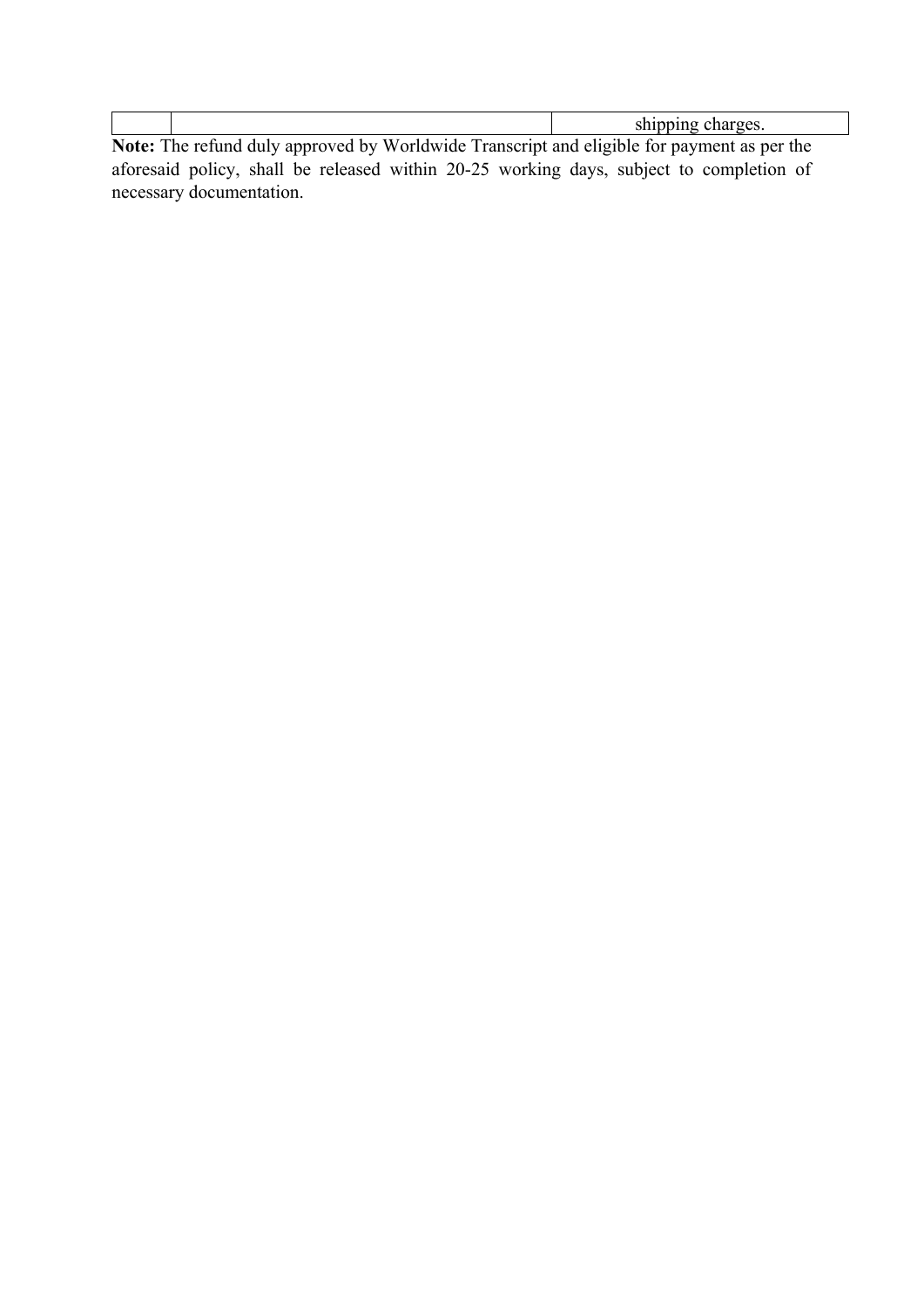| | | |
|---|---|---|
| | | shipping charges. |

**Note:** The refund duly approved by Worldwide Transcript and eligible for payment as per the aforesaid policy, shall be released within 20-25 working days, subject to completion of necessary documentation.